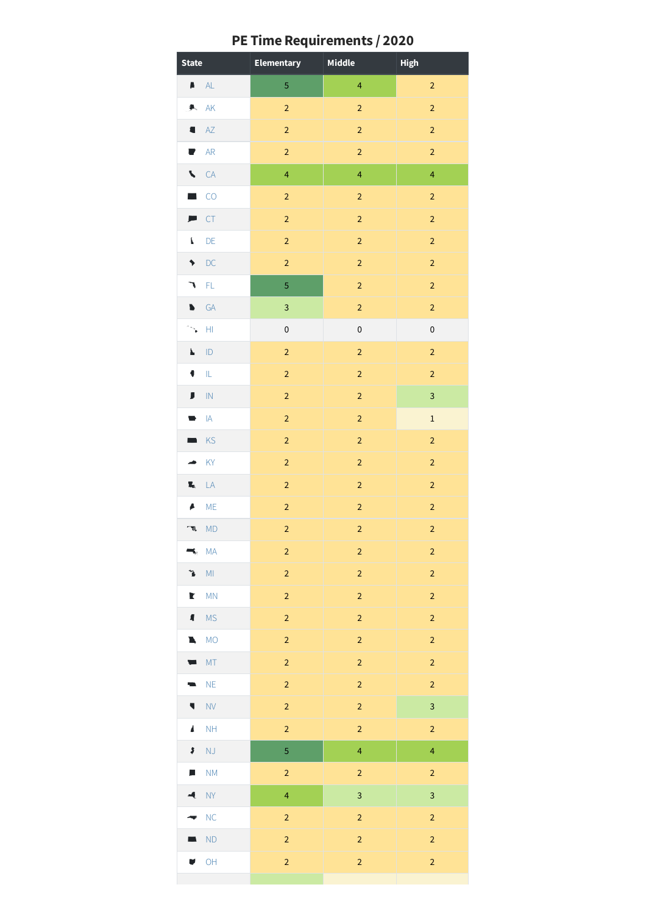## PE Time Requirements / 2020

| State | Elementary | Middle | High |
|---|---|---|---|
| AL | 5 | 4 | 2 |
| AK | 2 | 2 | 2 |
| AZ | 2 | 2 | 2 |
| AR | 2 | 2 | 2 |
| CA | 4 | 4 | 4 |
| CO | 2 | 2 | 2 |
| CT | 2 | 2 | 2 |
| DE | 2 | 2 | 2 |
| DC | 2 | 2 | 2 |
| FL | 5 | 2 | 2 |
| GA | 3 | 2 | 2 |
| HI | 0 | 0 | 0 |
| ID | 2 | 2 | 2 |
| IL | 2 | 2 | 2 |
| IN | 2 | 2 | 3 |
| IA | 2 | 2 | 1 |
| KS | 2 | 2 | 2 |
| KY | 2 | 2 | 2 |
| LA | 2 | 2 | 2 |
| ME | 2 | 2 | 2 |
| MD | 2 | 2 | 2 |
| MA | 2 | 2 | 2 |
| MI | 2 | 2 | 2 |
| MN | 2 | 2 | 2 |
| MS | 2 | 2 | 2 |
| MO | 2 | 2 | 2 |
| MT | 2 | 2 | 2 |
| NE | 2 | 2 | 2 |
| NV | 2 | 2 | 3 |
| NH | 2 | 2 | 2 |
| NJ | 5 | 4 | 4 |
| NM | 2 | 2 | 2 |
| NY | 4 | 3 | 3 |
| NC | 2 | 2 | 2 |
| ND | 2 | 2 | 2 |
| OH | 2 | 2 | 2 |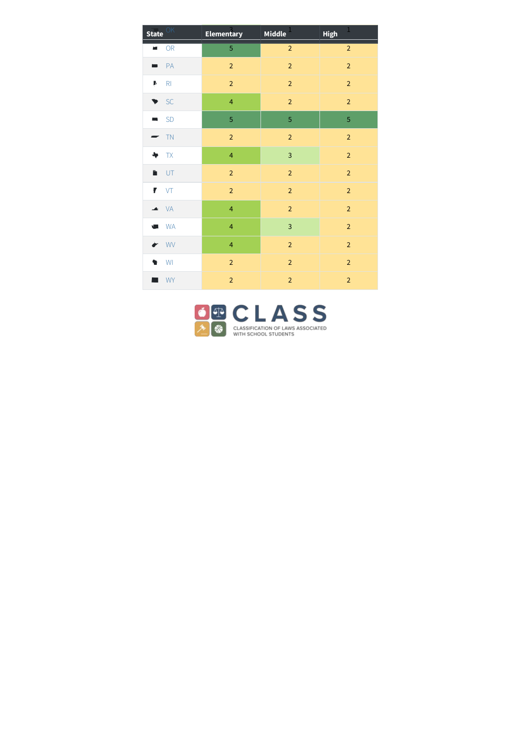| State | Elementary | Middle | High |
|---|---|---|---|
| OK | 2 | 1 | 1 |
| OR | 5 | 2 | 2 |
| PA | 2 | 2 | 2 |
| RI | 2 | 2 | 2 |
| SC | 4 | 2 | 2 |
| SD | 5 | 5 | 5 |
| TN | 2 | 2 | 2 |
| TX | 4 | 3 | 2 |
| UT | 2 | 2 | 2 |
| VT | 2 | 2 | 2 |
| VA | 4 | 2 | 2 |
| WA | 4 | 3 | 2 |
| WV | 4 | 2 | 2 |
| WI | 2 | 2 | 2 |
| WY | 2 | 2 | 2 |

CLASS
CLASSIFICATION OF LAWS ASSOCIATED WITH SCHOOL STUDENTS